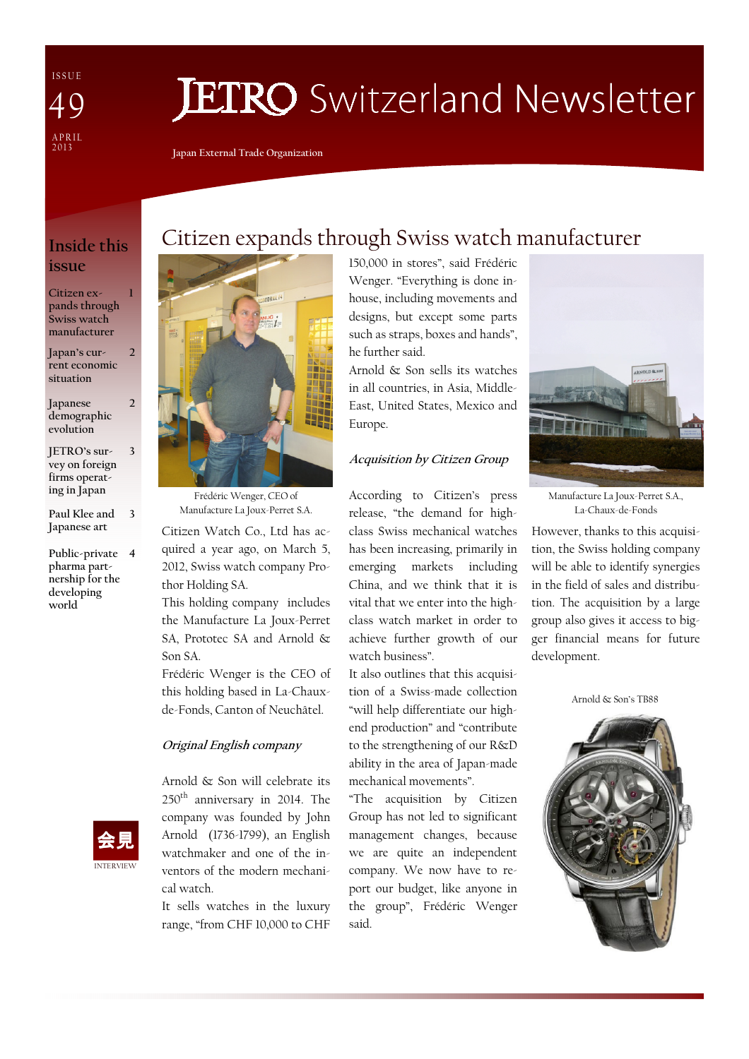ISSUE 49

APRIL 2013

# JETRO Switzerland Newsletter

Japan External Trade Organization

## Inside this issue

- Citizen expands through Swiss watch manufacturer — 1
- Japan's current economic situation — 2
- Japanese demographic evolution — 2
- JETRO's survey on foreign firms operating in Japan — 3
- Paul Klee and Japanese art — 3
- Public-private pharma partnership for the developing world — 4

会見 INTERVIEW

## Citizen expands through Swiss watch manufacturer

Frédéric Wenger, CEO of Manufacture La Joux-Perret S.A.

Citizen Watch Co., Ltd has acquired a year ago, on March 5, 2012, Swiss watch company Prothor Holding SA.

This holding company includes the Manufacture La Joux-Perret SA, Prototec SA and Arnold & Son SA.

Frédéric Wenger is the CEO of this holding based in La-Chaux-de-Fonds, Canton of Neuchâtel.

### *Original English company*

Arnold & Son will celebrate its 250th anniversary in 2014. The company was founded by John Arnold (1736-1799), an English watchmaker and one of the inventors of the modern mechanical watch.

It sells watches in the luxury range, "from CHF 10,000 to CHF 150,000 in stores", said Frédéric Wenger. "Everything is done in-house, including movements and designs, but except some parts such as straps, boxes and hands", he further said.

Arnold & Son sells its watches in all countries, in Asia, Middle-East, United States, Mexico and Europe.

### *Acquisition by Citizen Group*

According to Citizen's press release, "the demand for high-class Swiss mechanical watches has been increasing, primarily in emerging markets including China, and we think that it is vital that we enter into the high-class watch market in order to achieve further growth of our watch business".

It also outlines that this acquisition of a Swiss-made collection "will help differentiate our high-end production" and "contribute to the strengthening of our R&D ability in the area of Japan-made mechanical movements".

"The acquisition by Citizen Group has not led to significant management changes, because we are quite an independent company. We now have to report our budget, like anyone in the group", Frédéric Wenger said.

Manufacture La Joux-Perret S.A., La-Chaux-de-Fonds

However, thanks to this acquisition, the Swiss holding company will be able to identify synergies in the field of sales and distribution. The acquisition by a large group also gives it access to bigger financial means for future development.

Arnold & Son's TB88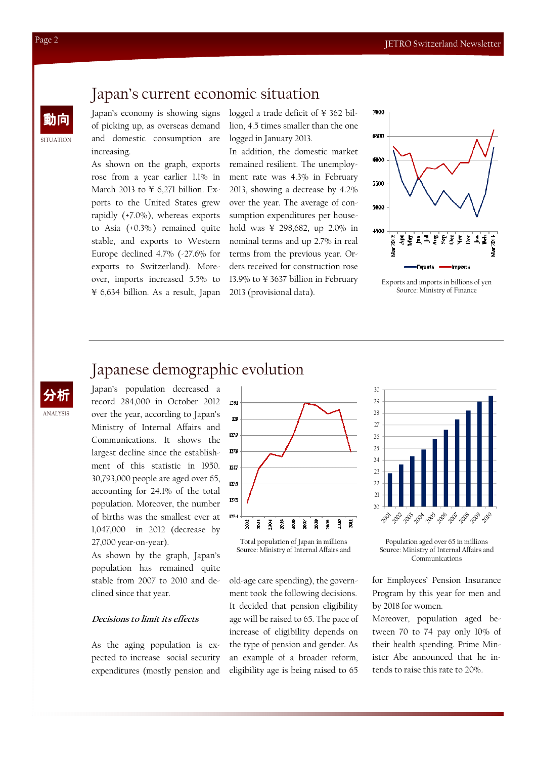# Japan's current economic situation

動向

SITUATION

Japan's economy is showing signs of picking up, as overseas demand and domestic consumption are increasing.

As shown on the graph, exports rose from a year earlier 1.1% in March 2013 to ¥ 6,271 billion. Exports to the United States grew rapidly (+7.0%), whereas exports to Asia (+0.3%) remained quite stable, and exports to Western Europe declined 4.7% (-27.6% for exports to Switzerland). Moreover, imports increased 5.5% to ¥ 6,634 billion. As a result, Japan logged a trade deficit of ¥ 362 billion, 4.5 times smaller than the one logged in January 2013.

In addition, the domestic market remained resilient. The unemployment rate was 4.3% in February 2013, showing a decrease by 4.2% over the year. The average of consumption expenditures per household was ¥ 298,682, up 2.0% in nominal terms and up 2.7% in real terms from the previous year. Orders received for construction rose 13.9% to ¥ 3637 billion in February 2013 (provisional data).

Exports and imports in billions of yen
Source: Ministry of Finance

# Japanese demographic evolution

分析

ANALYSIS

Japan's population decreased a record 284,000 in October 2012 over the year, according to Japan's Ministry of Internal Affairs and Communications. It shows the largest decline since the establishment of this statistic in 1950. 30,793,000 people are aged over 65, accounting for 24.1% of the total population. Moreover, the number of births was the smallest ever at 1,047,000 in 2012 (decrease by 27,000 year-on-year).

As shown by the graph, Japan's population has remained quite stable from 2007 to 2010 and declined since that year.

Total population of Japan in millions
Source: Ministry of Internal Affairs and

Population aged over 65 in millions
Source: Ministry of Internal Affairs and Communications

*Decisions to limit its effects*

As the aging population is expected to increase social security expenditures (mostly pension and old-age care spending), the government took the following decisions. It decided that pension eligibility age will be raised to 65. The pace of increase of eligibility depends on the type of pension and gender. As an example of a broader reform, eligibility age is being raised to 65 for Employees' Pension Insurance Program by this year for men and by 2018 for women.

Moreover, population aged between 70 to 74 pay only 10% of their health spending. Prime Minister Abe announced that he intends to raise this rate to 20%.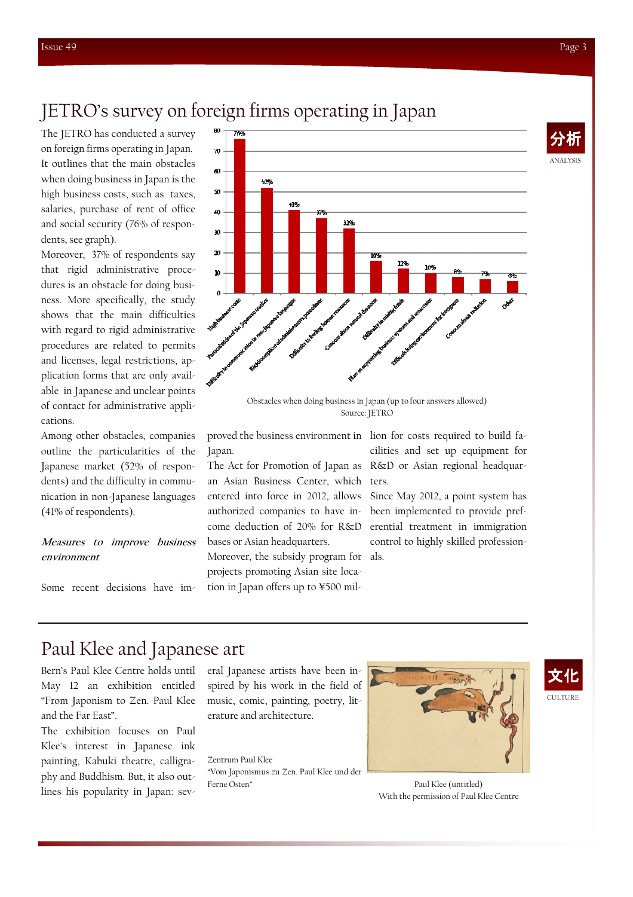# JETRO's survey on foreign firms operating in Japan

分析
ANALYSIS

The JETRO has conducted a survey on foreign firms operating in Japan. It outlines that the main obstacles when doing business in Japan is the high business costs, such as taxes, salaries, purchase of rent of office and social security (76% of respondents, see graph).

Moreover, 37% of respondents say that rigid administrative procedures is an obstacle for doing business. More specifically, the study shows that the main difficulties with regard to rigid administrative procedures are related to permits and licenses, legal restrictions, application forms that are only available in Japanese and unclear points of contact for administrative applications.

Among other obstacles, companies outline the particularities of the Japanese market (52% of respondents) and the difficulty in communication in non-Japanese languages (41% of respondents).

| Obstacle | % |
|---|---|
| High business costs | 76% |
| Particularities of the Japanese market | 52% |
| Difficulty in communication in non-Japanese languages | 41% |
| Rigid/complicated administrative procedures | 37% |
| Difficulty in finding human resources | 32% |
| Concerns about natural disasters | 16% |
| Difficulty in raising funds | 12% |
| Flaw in supporting business systems and structures | 10% |
| Difficult living environment for foreigners | 8% |
| Concerns about radiation | 7% |
| Other | 6% |

Obstacles when doing business in Japan (up to four answers allowed)
Source: JETRO

***Measures to improve business environment***

Some recent decisions have improved the business environment in Japan.

The Act for Promotion of Japan as an Asian Business Center, which entered into force in 2012, allows authorized companies to have income deduction of 20% for R&D bases or Asian headquarters.

Moreover, the subsidy program for projects promoting Asian site location in Japan offers up to ¥500 million for costs required to build facilities and set up equipment for R&D or Asian regional headquarters.

Since May 2012, a point system has been implemented to provide preferential treatment in immigration control to highly skilled professionals.

# Paul Klee and Japanese art

文化
CULTURE

Bern's Paul Klee Centre holds until May 12 an exhibition entitled "From Japonism to Zen. Paul Klee and the Far East".

The exhibition focuses on Paul Klee's interest in Japanese ink painting, Kabuki theatre, calligraphy and Buddhism. But, it also outlines his popularity in Japan: several Japanese artists have been inspired by his work in the field of music, comic, painting, poetry, literature and architecture.

Zentrum Paul Klee
"Vom Japonismus zu Zen. Paul Klee und der Ferne Osten"

Paul Klee (untitled)
With the permission of Paul Klee Centre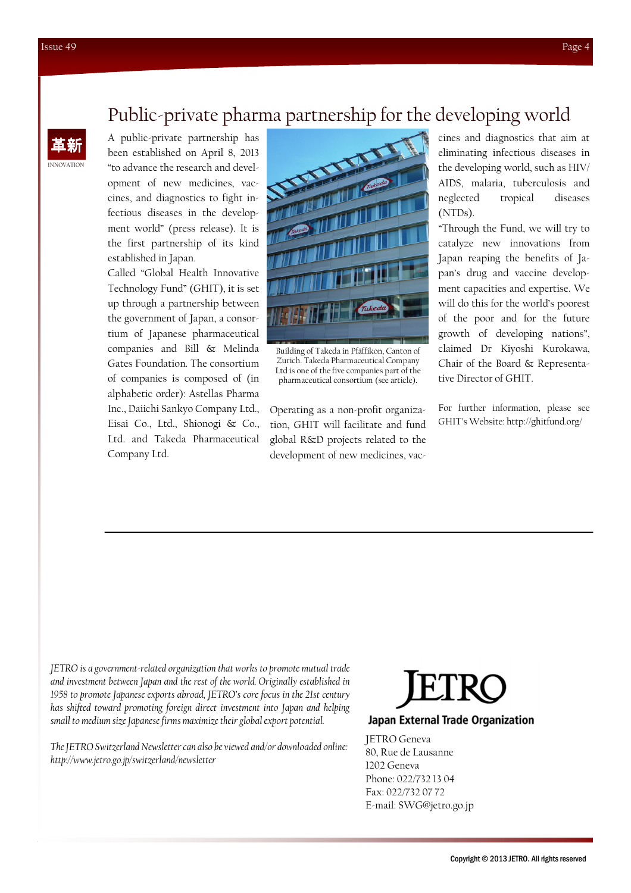# Public-private pharma partnership for the developing world

革新

INNOVATION

A public-private partnership has been established on April 8, 2013 "to advance the research and development of new medicines, vaccines, and diagnostics to fight infectious diseases in the development world" (press release). It is the first partnership of its kind established in Japan.

Called "Global Health Innovative Technology Fund" (GHIT), it is set up through a partnership between the government of Japan, a consortium of Japanese pharmaceutical companies and Bill & Melinda Gates Foundation. The consortium of companies is composed of (in alphabetic order): Astellas Pharma Inc., Daiichi Sankyo Company Ltd., Eisai Co., Ltd., Shionogi & Co., Ltd. and Takeda Pharmaceutical Company Ltd.

Building of Takeda in Pfäffikon, Canton of Zurich. Takeda Pharmaceutical Company Ltd is one of the five companies part of the pharmaceutical consortium (see article).

Operating as a non-profit organization, GHIT will facilitate and fund global R&D projects related to the development of new medicines, vaccines and diagnostics that aim at eliminating infectious diseases in the developing world, such as HIV/AIDS, malaria, tuberculosis and neglected tropical diseases (NTDs).

"Through the Fund, we will try to catalyze new innovations from Japan reaping the benefits of Japan's drug and vaccine development capacities and expertise. We will do this for the world's poorest of the poor and for the future growth of developing nations", claimed Dr Kiyoshi Kurokawa, Chair of the Board & Representative Director of GHIT.

For further information, please see GHIT's Website: http://ghitfund.org/

---

*JETRO is a government-related organization that works to promote mutual trade and investment between Japan and the rest of the world. Originally established in 1958 to promote Japanese exports abroad, JETRO's core focus in the 21st century has shifted toward promoting foreign direct investment into Japan and helping small to medium size Japanese firms maximize their global export potential.*

*The JETRO Switzerland Newsletter can also be viewed and/or downloaded online: http://www.jetro.go.jp/switzerland/newsletter*

JETRO

**Japan External Trade Organization**

JETRO Geneva
80, Rue de Lausanne
1202 Geneva
Phone: 022/732 13 04
Fax: 022/732 07 72
E-mail: SWG@jetro.go.jp

Copyright © 2013 JETRO. All rights reserved